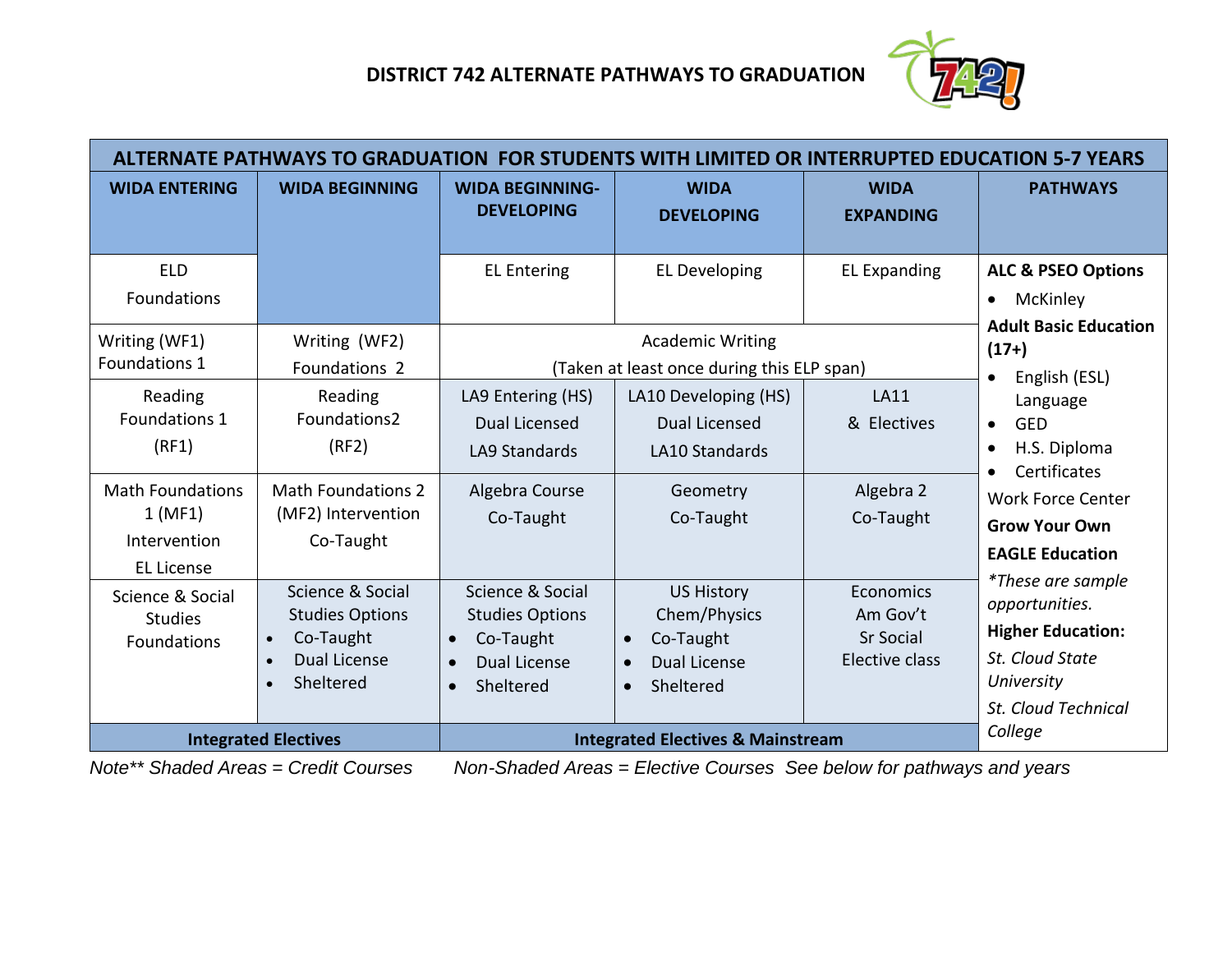# DISTRICT 742 ALTERNATE PATHWAYS TO GRADUATION

| ALTERNATE PATHWAYS TO GRADUATION FOR STUDENTS WITH LIMITED OR INTERRUPTED EDUCATION 5-7 YEARS | | | | | |
|---|---|---|---|---|---|
| **WIDA ENTERING** | **WIDA BEGINNING** | **WIDA BEGINNING-DEVELOPING** | **WIDA DEVELOPING** | **WIDA EXPANDING** | **PATHWAYS** |
| ELD Foundations | | EL Entering | EL Developing | EL Expanding | **ALC & PSEO Options**<br>• McKinley<br>**Adult Basic Education (17+)**<br>• English (ESL) Language<br>• GED<br>• H.S. Diploma<br>• Certificates<br>Work Force Center<br>**Grow Your Own**<br>**EAGLE Education**<br>*\*These are sample opportunities.*<br>**Higher Education:**<br>*St. Cloud State University*<br>*St. Cloud Technical College* |
| Writing (WF1) Foundations 1 | Writing (WF2) Foundations 2 | Academic Writing (Taken at least once during this ELP span) | | | |
| Reading Foundations 1 (RF1) | Reading Foundations2 (RF2) | LA9 Entering (HS) Dual Licensed LA9 Standards | LA10 Developing (HS) Dual Licensed LA10 Standards | LA11 & Electives | |
| Math Foundations 1 (MF1) Intervention EL License | Math Foundations 2 (MF2) Intervention Co-Taught | Algebra Course Co-Taught | Geometry Co-Taught | Algebra 2 Co-Taught | |
| Science & Social Studies Foundations | Science & Social Studies Options<br>• Co-Taught<br>• Dual License<br>• Sheltered | Science & Social Studies Options<br>• Co-Taught<br>• Dual License<br>• Sheltered | US History Chem/Physics<br>• Co-Taught<br>• Dual License<br>• Sheltered | Economics Am Gov't Sr Social Elective class | |
| **Integrated Electives** | | **Integrated Electives & Mainstream** | | | |

*Note\*\* Shaded Areas = Credit Courses     Non-Shaded Areas = Elective Courses  See below for pathways and years*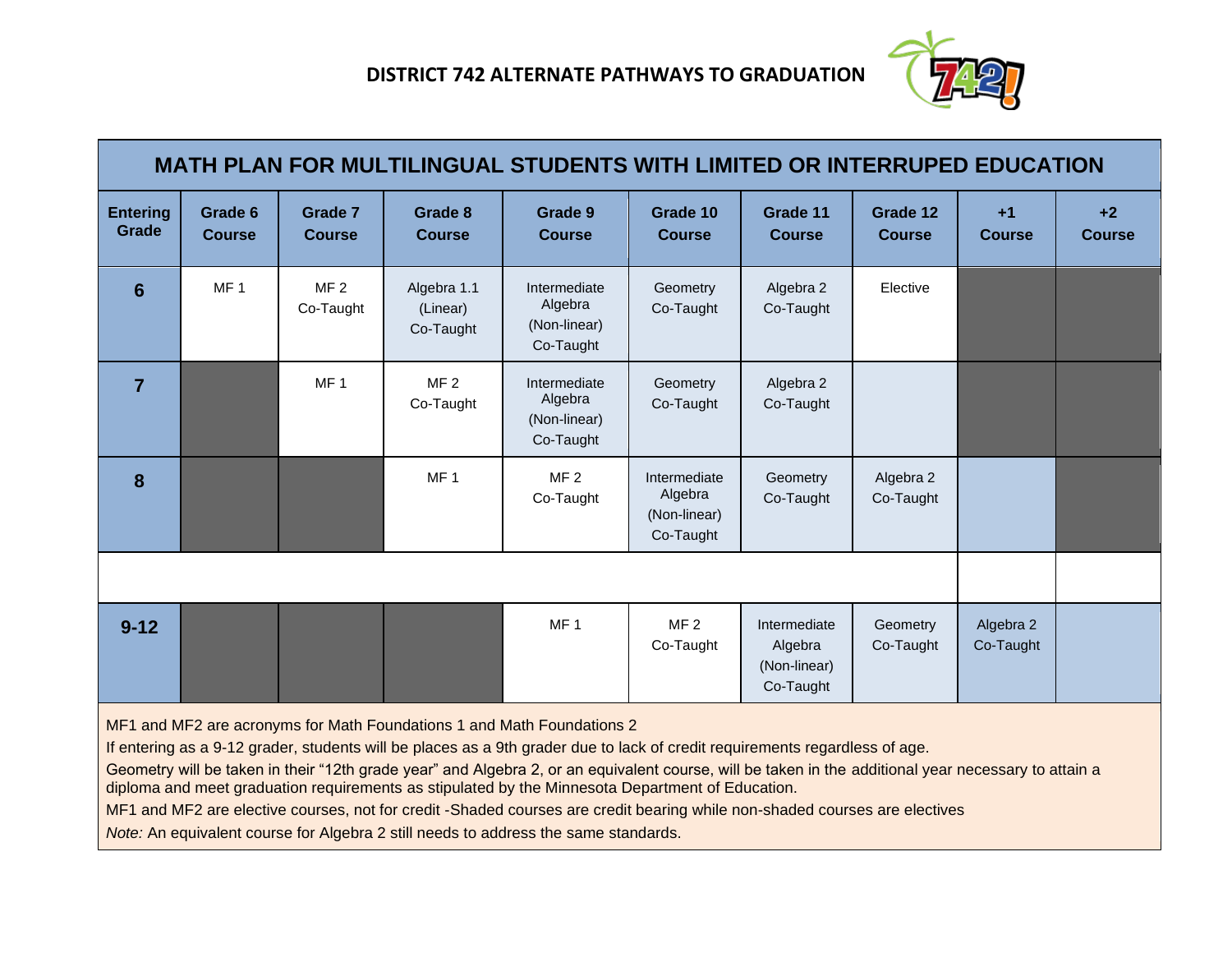# DISTRICT 742 ALTERNATE PATHWAYS TO GRADUATION

| MATH PLAN FOR MULTILINGUAL STUDENTS WITH LIMITED OR INTERRUPED EDUCATION | | | | | | | | | |
|---|---|---|---|---|---|---|---|---|---|
| **Entering Grade** | **Grade 6 Course** | **Grade 7 Course** | **Grade 8 Course** | **Grade 9 Course** | **Grade 10 Course** | **Grade 11 Course** | **Grade 12 Course** | **+1 Course** | **+2 Course** |
| **6** | MF 1 | MF 2 Co-Taught | Algebra 1.1 (Linear) Co-Taught | Intermediate Algebra (Non-linear) Co-Taught | Geometry Co-Taught | Algebra 2 Co-Taught | Elective | | |
| **7** | | MF 1 | MF 2 Co-Taught | Intermediate Algebra (Non-linear) Co-Taught | Geometry Co-Taught | Algebra 2 Co-Taught | | | |
| **8** | | | MF 1 | MF 2 Co-Taught | Intermediate Algebra (Non-linear) Co-Taught | Geometry Co-Taught | Algebra 2 Co-Taught | | |
| | | | | | | | | | |
| **9-12** | | | | MF 1 | MF 2 Co-Taught | Intermediate Algebra (Non-linear) Co-Taught | Geometry Co-Taught | Algebra 2 Co-Taught | |

MF1 and MF2 are acronyms for Math Foundations 1 and Math Foundations 2

If entering as a 9-12 grader, students will be places as a 9th grader due to lack of credit requirements regardless of age.

Geometry will be taken in their "12th grade year" and Algebra 2, or an equivalent course, will be taken in the additional year necessary to attain a diploma and meet graduation requirements as stipulated by the Minnesota Department of Education.

MF1 and MF2 are elective courses, not for credit -Shaded courses are credit bearing while non-shaded courses are electives

*Note:* An equivalent course for Algebra 2 still needs to address the same standards.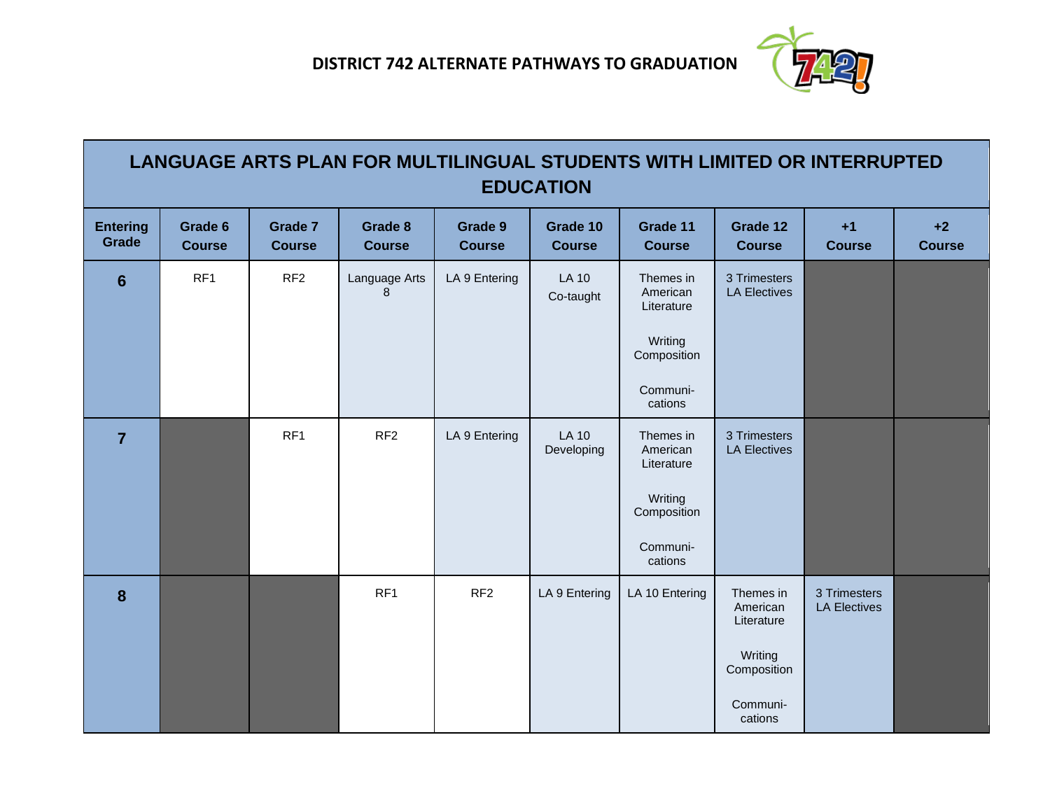# DISTRICT 742 ALTERNATE PATHWAYS TO GRADUATION

## LANGUAGE ARTS PLAN FOR MULTILINGUAL STUDENTS WITH LIMITED OR INTERRUPTED EDUCATION

| Entering Grade | Grade 6 Course | Grade 7 Course | Grade 8 Course | Grade 9 Course | Grade 10 Course | Grade 11 Course | Grade 12 Course | +1 Course | +2 Course |
|---|---|---|---|---|---|---|---|---|---|
| **6** | RF1 | RF2 | Language Arts 8 | LA 9 Entering | LA 10 Co-taught | Themes in American Literature<br><br>Writing Composition<br><br>Communi-cations | 3 Trimesters LA Electives | | |
| **7** | | RF1 | RF2 | LA 9 Entering | LA 10 Developing | Themes in American Literature<br><br>Writing Composition<br><br>Communi-cations | 3 Trimesters LA Electives | | |
| **8** | | | RF1 | RF2 | LA 9 Entering | LA 10 Entering | Themes in American Literature<br><br>Writing Composition<br><br>Communi-cations | 3 Trimesters LA Electives | |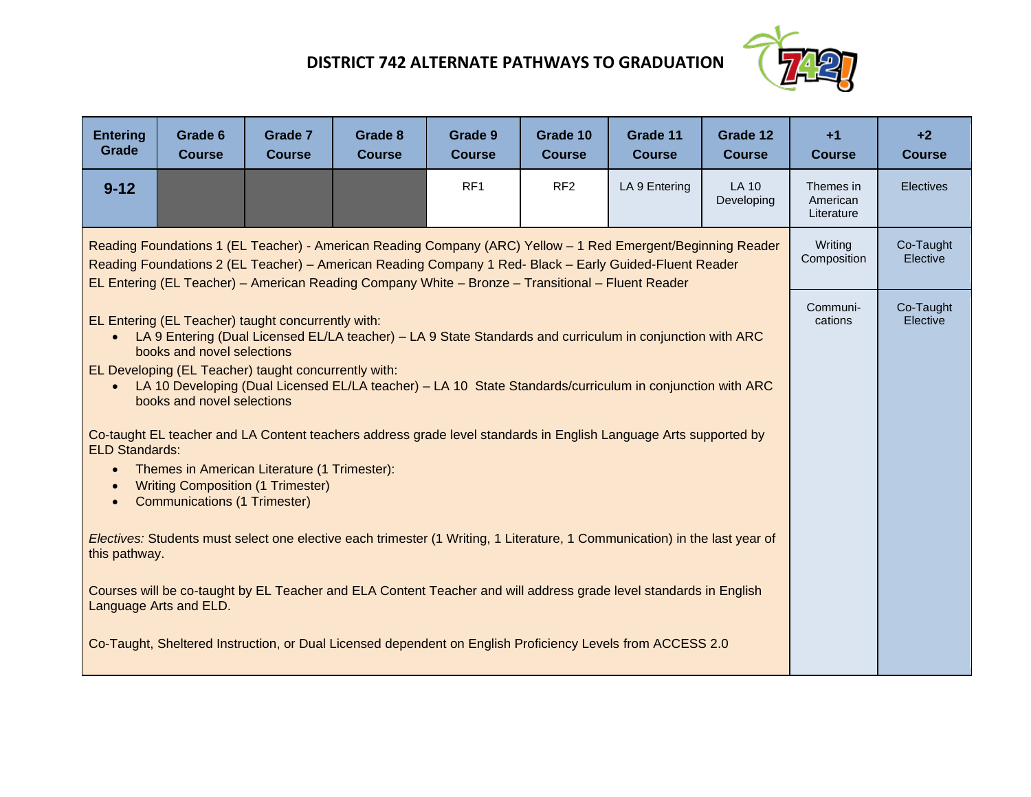# DISTRICT 742 ALTERNATE PATHWAYS TO GRADUATION

| Entering Grade | Grade 6 Course | Grade 7 Course | Grade 8 Course | Grade 9 Course | Grade 10 Course | Grade 11 Course | Grade 12 Course | +1 Course | +2 Course |
|---|---|---|---|---|---|---|---|---|---|
| 9-12 | | | | RF1 | RF2 | LA 9 Entering | LA 10 Developing | Themes in American Literature | Electives |
| | | | | | | | | Writing Composition | Co-Taught Elective |
| | | | | | | | | Communi-cations | Co-Taught Elective |

Reading Foundations 1 (EL Teacher) - American Reading Company (ARC) Yellow – 1 Red Emergent/Beginning Reader
Reading Foundations 2 (EL Teacher) – American Reading Company 1 Red- Black – Early Guided-Fluent Reader
EL Entering (EL Teacher) – American Reading Company White – Bronze – Transitional – Fluent Reader

EL Entering (EL Teacher) taught concurrently with:

- LA 9 Entering (Dual Licensed EL/LA teacher) – LA 9 State Standards and curriculum in conjunction with ARC books and novel selections

EL Developing (EL Teacher) taught concurrently with:

- LA 10 Developing (Dual Licensed EL/LA teacher) – LA 10 State Standards/curriculum in conjunction with ARC books and novel selections

Co-taught EL teacher and LA Content teachers address grade level standards in English Language Arts supported by ELD Standards:

- Themes in American Literature (1 Trimester):
- Writing Composition (1 Trimester)
- Communications (1 Trimester)

*Electives:* Students must select one elective each trimester (1 Writing, 1 Literature, 1 Communication) in the last year of this pathway.

Courses will be co-taught by EL Teacher and ELA Content Teacher and will address grade level standards in English Language Arts and ELD.

Co-Taught, Sheltered Instruction, or Dual Licensed dependent on English Proficiency Levels from ACCESS 2.0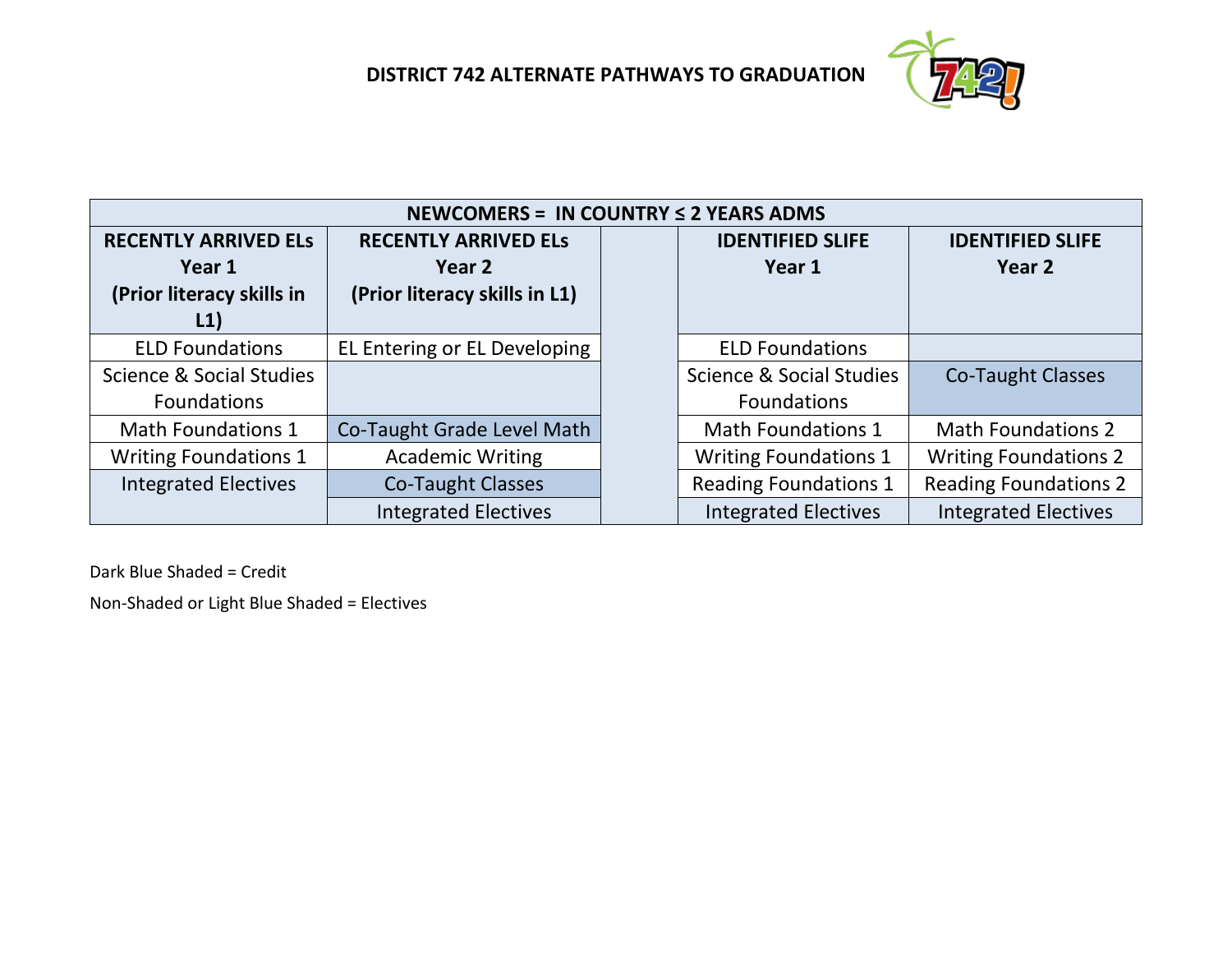# DISTRICT 742 ALTERNATE PATHWAYS TO GRADUATION

| NEWCOMERS = IN COUNTRY ≤ 2 YEARS ADMS | | | | |
|---|---|---|---|---|
| **RECENTLY ARRIVED ELs Year 1 (Prior literacy skills in L1)** | **RECENTLY ARRIVED ELs Year 2 (Prior literacy skills in L1)** | | **IDENTIFIED SLIFE Year 1** | **IDENTIFIED SLIFE Year 2** |
| ELD Foundations | EL Entering or EL Developing | | ELD Foundations | |
| Science & Social Studies Foundations | | | Science & Social Studies Foundations | Co-Taught Classes |
| Math Foundations 1 | Co-Taught Grade Level Math | | Math Foundations 1 | Math Foundations 2 |
| Writing Foundations 1 | Academic Writing | | Writing Foundations 1 | Writing Foundations 2 |
| Integrated Electives | Co-Taught Classes | | Reading Foundations 1 | Reading Foundations 2 |
| | Integrated Electives | | Integrated Electives | Integrated Electives |

Dark Blue Shaded = Credit

Non-Shaded or Light Blue Shaded = Electives